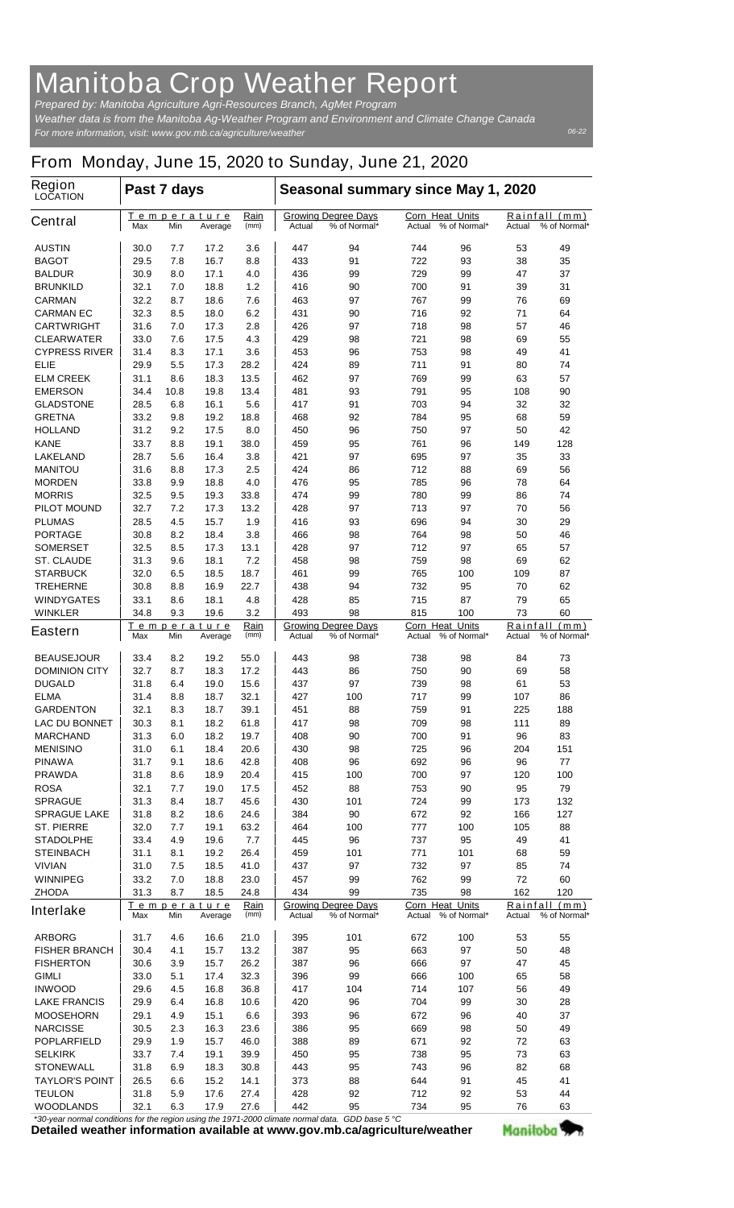# Manitoba Crop Weather Report

*Prepared by: Manitoba Agriculture Agri-Resources Branch, AgMet Program*
*Weather data is from the Manitoba Ag-Weather Program and Environment and Climate Change Canada*
*For more information, visit: www.gov.mb.ca/agriculture/weather*

06-22

## From Monday, June 15, 2020 to Sunday, June 21, 2020

| Region LOCATION | Past 7 days | | | | Seasonal summary since May 1, 2020 | | | | | |
|---|---|---|---|---|---|---|---|---|---|---|
| | Temperature | | | Rain | Growing Degree Days | | Corn Heat Units | | Rainfall (mm) | |
| **Central** | Max | Min | Average | (mm) | Actual | % of Normal* | Actual | % of Normal* | Actual | % of Normal* |
| AUSTIN | 30.0 | 7.7 | 17.2 | 3.6 | 447 | 94 | 744 | 96 | 53 | 49 |
| BAGOT | 29.5 | 7.8 | 16.7 | 8.8 | 433 | 91 | 722 | 93 | 38 | 35 |
| BALDUR | 30.9 | 8.0 | 17.1 | 4.0 | 436 | 99 | 729 | 99 | 47 | 37 |
| BRUNKILD | 32.1 | 7.0 | 18.8 | 1.2 | 416 | 90 | 700 | 91 | 39 | 31 |
| CARMAN | 32.2 | 8.7 | 18.6 | 7.6 | 463 | 97 | 767 | 99 | 76 | 69 |
| CARMAN EC | 32.3 | 8.5 | 18.0 | 6.2 | 431 | 90 | 716 | 92 | 71 | 64 |
| CARTWRIGHT | 31.6 | 7.0 | 17.3 | 2.8 | 426 | 97 | 718 | 98 | 57 | 46 |
| CLEARWATER | 33.0 | 7.6 | 17.5 | 4.3 | 429 | 98 | 721 | 98 | 69 | 55 |
| CYPRESS RIVER | 31.4 | 8.3 | 17.1 | 3.6 | 453 | 96 | 753 | 98 | 49 | 41 |
| ELIE | 29.9 | 5.5 | 17.3 | 28.2 | 424 | 89 | 711 | 91 | 80 | 74 |
| ELM CREEK | 31.1 | 8.6 | 18.3 | 13.5 | 462 | 97 | 769 | 99 | 63 | 57 |
| EMERSON | 34.4 | 10.8 | 19.8 | 13.4 | 481 | 93 | 791 | 95 | 108 | 90 |
| GLADSTONE | 28.5 | 6.8 | 16.1 | 5.6 | 417 | 91 | 703 | 94 | 32 | 32 |
| GRETNA | 33.2 | 9.8 | 19.2 | 18.8 | 468 | 92 | 784 | 95 | 68 | 59 |
| HOLLAND | 31.2 | 9.2 | 17.5 | 8.0 | 450 | 96 | 750 | 97 | 50 | 42 |
| KANE | 33.7 | 8.8 | 19.1 | 38.0 | 459 | 95 | 761 | 96 | 149 | 128 |
| LAKELAND | 28.7 | 5.6 | 16.4 | 3.8 | 421 | 97 | 695 | 97 | 35 | 33 |
| MANITOU | 31.6 | 8.8 | 17.3 | 2.5 | 424 | 86 | 712 | 88 | 69 | 56 |
| MORDEN | 33.8 | 9.9 | 18.8 | 4.0 | 476 | 95 | 785 | 96 | 78 | 64 |
| MORRIS | 32.5 | 9.5 | 19.3 | 33.8 | 474 | 99 | 780 | 99 | 86 | 74 |
| PILOT MOUND | 32.7 | 7.2 | 17.3 | 13.2 | 428 | 97 | 713 | 97 | 70 | 56 |
| PLUMAS | 28.5 | 4.5 | 15.7 | 1.9 | 416 | 93 | 696 | 94 | 30 | 29 |
| PORTAGE | 30.8 | 8.2 | 18.4 | 3.8 | 466 | 98 | 764 | 98 | 50 | 46 |
| SOMERSET | 32.5 | 8.5 | 17.3 | 13.1 | 428 | 97 | 712 | 97 | 65 | 57 |
| ST. CLAUDE | 31.3 | 9.6 | 18.1 | 7.2 | 458 | 98 | 759 | 98 | 69 | 62 |
| STARBUCK | 32.0 | 6.5 | 18.5 | 18.7 | 461 | 99 | 765 | 100 | 109 | 87 |
| TREHERNE | 30.8 | 8.8 | 16.9 | 22.7 | 438 | 94 | 732 | 95 | 70 | 62 |
| WINDYGATES | 33.1 | 8.6 | 18.1 | 4.8 | 428 | 85 | 715 | 87 | 79 | 65 |
| WINKLER | 34.8 | 9.3 | 19.6 | 3.2 | 493 | 98 | 815 | 100 | 73 | 60 |
| | Temperature | | | Rain | Growing Degree Days | | Corn Heat Units | | Rainfall (mm) | |
| **Eastern** | Max | Min | Average | (mm) | Actual | % of Normal* | Actual | % of Normal* | Actual | % of Normal* |
| BEAUSEJOUR | 33.4 | 8.2 | 19.2 | 55.0 | 443 | 98 | 738 | 98 | 84 | 73 |
| DOMINION CITY | 32.7 | 8.7 | 18.3 | 17.2 | 443 | 86 | 750 | 90 | 69 | 58 |
| DUGALD | 31.8 | 6.4 | 19.0 | 15.6 | 437 | 97 | 739 | 98 | 61 | 53 |
| ELMA | 31.4 | 8.8 | 18.7 | 32.1 | 427 | 100 | 717 | 99 | 107 | 86 |
| GARDENTON | 32.1 | 8.3 | 18.7 | 39.1 | 451 | 88 | 759 | 91 | 225 | 188 |
| LAC DU BONNET | 30.3 | 8.1 | 18.2 | 61.8 | 417 | 98 | 709 | 98 | 111 | 89 |
| MARCHAND | 31.3 | 6.0 | 18.2 | 19.7 | 408 | 90 | 700 | 91 | 96 | 83 |
| MENISINO | 31.0 | 6.1 | 18.4 | 20.6 | 430 | 98 | 725 | 96 | 204 | 151 |
| PINAWA | 31.7 | 9.1 | 18.6 | 42.8 | 408 | 96 | 692 | 96 | 96 | 77 |
| PRAWDA | 31.8 | 8.6 | 18.9 | 20.4 | 415 | 100 | 700 | 97 | 120 | 100 |
| ROSA | 32.1 | 7.7 | 19.0 | 17.5 | 452 | 88 | 753 | 90 | 95 | 79 |
| SPRAGUE | 31.3 | 8.4 | 18.7 | 45.6 | 430 | 101 | 724 | 99 | 173 | 132 |
| SPRAGUE LAKE | 31.8 | 8.2 | 18.6 | 24.6 | 384 | 90 | 672 | 92 | 166 | 127 |
| ST. PIERRE | 32.0 | 7.7 | 19.1 | 63.2 | 464 | 100 | 777 | 100 | 105 | 88 |
| STADOLPHE | 33.4 | 4.9 | 19.6 | 7.7 | 445 | 96 | 737 | 95 | 49 | 41 |
| STEINBACH | 31.1 | 8.1 | 19.2 | 26.4 | 459 | 101 | 771 | 101 | 68 | 59 |
| VIVIAN | 31.0 | 7.5 | 18.5 | 41.0 | 437 | 97 | 732 | 97 | 85 | 74 |
| WINNIPEG | 33.2 | 7.0 | 18.8 | 23.0 | 457 | 99 | 762 | 99 | 72 | 60 |
| ZHODA | 31.3 | 8.7 | 18.5 | 24.8 | 434 | 99 | 735 | 98 | 162 | 120 |
| | Temperature | | | Rain | Growing Degree Days | | Corn Heat Units | | Rainfall (mm) | |
| **Interlake** | Max | Min | Average | (mm) | Actual | % of Normal* | Actual | % of Normal* | Actual | % of Normal* |
| ARBORG | 31.7 | 4.6 | 16.6 | 21.0 | 395 | 101 | 672 | 100 | 53 | 55 |
| FISHER BRANCH | 30.4 | 4.1 | 15.7 | 13.2 | 387 | 95 | 663 | 97 | 50 | 48 |
| FISHERTON | 30.6 | 3.9 | 15.7 | 26.2 | 387 | 96 | 666 | 97 | 47 | 45 |
| GIMLI | 33.0 | 5.1 | 17.4 | 32.3 | 396 | 99 | 666 | 100 | 65 | 58 |
| INWOOD | 29.6 | 4.5 | 16.8 | 36.8 | 417 | 104 | 714 | 107 | 56 | 49 |
| LAKE FRANCIS | 29.9 | 6.4 | 16.8 | 10.6 | 420 | 96 | 704 | 99 | 30 | 28 |
| MOOSEHORN | 29.1 | 4.9 | 15.1 | 6.6 | 393 | 96 | 672 | 96 | 40 | 37 |
| NARCISSE | 30.5 | 2.3 | 16.3 | 23.6 | 386 | 95 | 669 | 98 | 50 | 49 |
| POPLARFIELD | 29.9 | 1.9 | 15.7 | 46.0 | 388 | 89 | 671 | 92 | 72 | 63 |
| SELKIRK | 33.7 | 7.4 | 19.1 | 39.9 | 450 | 95 | 738 | 95 | 73 | 63 |
| STONEWALL | 31.8 | 6.9 | 18.3 | 30.8 | 443 | 95 | 743 | 96 | 82 | 68 |
| TAYLOR'S POINT | 26.5 | 6.6 | 15.2 | 14.1 | 373 | 88 | 644 | 91 | 45 | 41 |
| TEULON | 31.8 | 5.9 | 17.6 | 27.4 | 428 | 92 | 712 | 92 | 53 | 44 |
| WOODLANDS | 32.1 | 6.3 | 17.9 | 27.6 | 442 | 95 | 734 | 95 | 76 | 63 |

*\*30-year normal conditions for the region using the 1971-2000 climate normal data. GDD base 5 °C*

**Detailed weather information available at www.gov.mb.ca/agriculture/weather**

Manitoba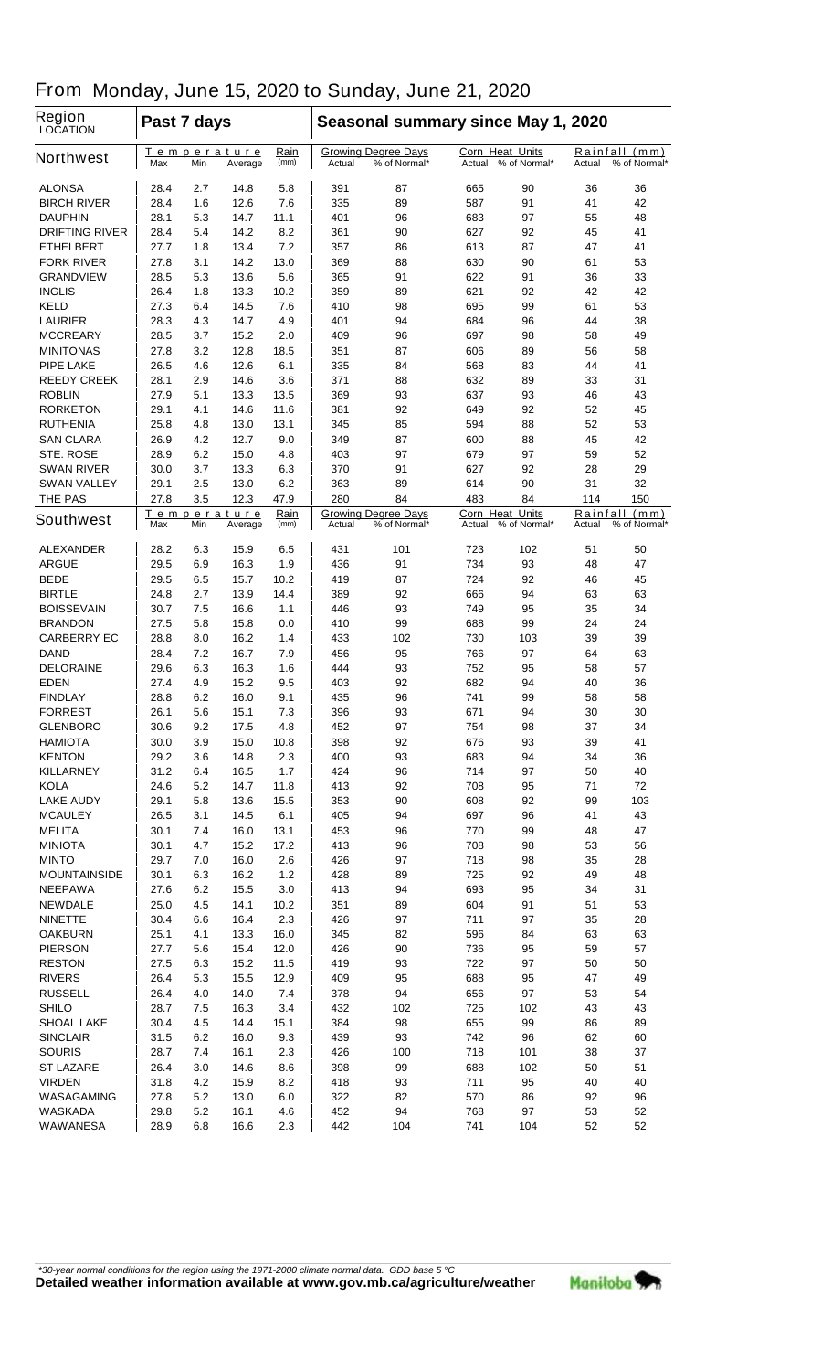# From Monday, June 15, 2020 to Sunday, June 21, 2020

| Region LOCATION | Past 7 days | | | | Seasonal summary since May 1, 2020 | | | | | |
|---|---|---|---|---|---|---|---|---|---|---|
| **Northwest** | Temperature Max | Temperature Min | Temperature Average | Rain (mm) | Growing Degree Days Actual | Growing Degree Days % of Normal* | Corn Heat Units Actual | Corn Heat Units % of Normal* | Rainfall (mm) Actual | Rainfall (mm) % of Normal* |
| ALONSA | 28.4 | 2.7 | 14.8 | 5.8 | 391 | 87 | 665 | 90 | 36 | 36 |
| BIRCH RIVER | 28.4 | 1.6 | 12.6 | 7.6 | 335 | 89 | 587 | 91 | 41 | 42 |
| DAUPHIN | 28.1 | 5.3 | 14.7 | 11.1 | 401 | 96 | 683 | 97 | 55 | 48 |
| DRIFTING RIVER | 28.4 | 5.4 | 14.2 | 8.2 | 361 | 90 | 627 | 92 | 45 | 41 |
| ETHELBERT | 27.7 | 1.8 | 13.4 | 7.2 | 357 | 86 | 613 | 87 | 47 | 41 |
| FORK RIVER | 27.8 | 3.1 | 14.2 | 13.0 | 369 | 88 | 630 | 90 | 61 | 53 |
| GRANDVIEW | 28.5 | 5.3 | 13.6 | 5.6 | 365 | 91 | 622 | 91 | 36 | 33 |
| INGLIS | 26.4 | 1.8 | 13.3 | 10.2 | 359 | 89 | 621 | 92 | 42 | 42 |
| KELD | 27.3 | 6.4 | 14.5 | 7.6 | 410 | 98 | 695 | 99 | 61 | 53 |
| LAURIER | 28.3 | 4.3 | 14.7 | 4.9 | 401 | 94 | 684 | 96 | 44 | 38 |
| MCCREARY | 28.5 | 3.7 | 15.2 | 2.0 | 409 | 96 | 697 | 98 | 58 | 49 |
| MINITONAS | 27.8 | 3.2 | 12.8 | 18.5 | 351 | 87 | 606 | 89 | 56 | 58 |
| PIPE LAKE | 26.5 | 4.6 | 12.6 | 6.1 | 335 | 84 | 568 | 83 | 44 | 41 |
| REEDY CREEK | 28.1 | 2.9 | 14.6 | 3.6 | 371 | 88 | 632 | 89 | 33 | 31 |
| ROBLIN | 27.9 | 5.1 | 13.3 | 13.5 | 369 | 93 | 637 | 93 | 46 | 43 |
| RORKETON | 29.1 | 4.1 | 14.6 | 11.6 | 381 | 92 | 649 | 92 | 52 | 45 |
| RUTHENIA | 25.8 | 4.8 | 13.0 | 13.1 | 345 | 85 | 594 | 88 | 52 | 53 |
| SAN CLARA | 26.9 | 4.2 | 12.7 | 9.0 | 349 | 87 | 600 | 88 | 45 | 42 |
| STE. ROSE | 28.9 | 6.2 | 15.0 | 4.8 | 403 | 97 | 679 | 97 | 59 | 52 |
| SWAN RIVER | 30.0 | 3.7 | 13.3 | 6.3 | 370 | 91 | 627 | 92 | 28 | 29 |
| SWAN VALLEY | 29.1 | 2.5 | 13.0 | 6.2 | 363 | 89 | 614 | 90 | 31 | 32 |
| THE PAS | 27.8 | 3.5 | 12.3 | 47.9 | 280 | 84 | 483 | 84 | 114 | 150 |
| **Southwest** | Temperature Max | Temperature Min | Temperature Average | Rain (mm) | Growing Degree Days Actual | Growing Degree Days % of Normal* | Corn Heat Units Actual | Corn Heat Units % of Normal* | Rainfall (mm) Actual | Rainfall (mm) % of Normal* |
| ALEXANDER | 28.2 | 6.3 | 15.9 | 6.5 | 431 | 101 | 723 | 102 | 51 | 50 |
| ARGUE | 29.5 | 6.9 | 16.3 | 1.9 | 436 | 91 | 734 | 93 | 48 | 47 |
| BEDE | 29.5 | 6.5 | 15.7 | 10.2 | 419 | 87 | 724 | 92 | 46 | 45 |
| BIRTLE | 24.8 | 2.7 | 13.9 | 14.4 | 389 | 92 | 666 | 94 | 63 | 63 |
| BOISSEVAIN | 30.7 | 7.5 | 16.6 | 1.1 | 446 | 93 | 749 | 95 | 35 | 34 |
| BRANDON | 27.5 | 5.8 | 15.8 | 0.0 | 410 | 99 | 688 | 99 | 24 | 24 |
| CARBERRY EC | 28.8 | 8.0 | 16.2 | 1.4 | 433 | 102 | 730 | 103 | 39 | 39 |
| DAND | 28.4 | 7.2 | 16.7 | 7.9 | 456 | 95 | 766 | 97 | 64 | 63 |
| DELORAINE | 29.6 | 6.3 | 16.3 | 1.6 | 444 | 93 | 752 | 95 | 58 | 57 |
| EDEN | 27.4 | 4.9 | 15.2 | 9.5 | 403 | 92 | 682 | 94 | 40 | 36 |
| FINDLAY | 28.8 | 6.2 | 16.0 | 9.1 | 435 | 96 | 741 | 99 | 58 | 58 |
| FORREST | 26.1 | 5.6 | 15.1 | 7.3 | 396 | 93 | 671 | 94 | 30 | 30 |
| GLENBORO | 30.6 | 9.2 | 17.5 | 4.8 | 452 | 97 | 754 | 98 | 37 | 34 |
| HAMIOTA | 30.0 | 3.9 | 15.0 | 10.8 | 398 | 92 | 676 | 93 | 39 | 41 |
| KENTON | 29.2 | 3.6 | 14.8 | 2.3 | 400 | 93 | 683 | 94 | 34 | 36 |
| KILLARNEY | 31.2 | 6.4 | 16.5 | 1.7 | 424 | 96 | 714 | 97 | 50 | 40 |
| KOLA | 24.6 | 5.2 | 14.7 | 11.8 | 413 | 92 | 708 | 95 | 71 | 72 |
| LAKE AUDY | 29.1 | 5.8 | 13.6 | 15.5 | 353 | 90 | 608 | 92 | 99 | 103 |
| MCAULEY | 26.5 | 3.1 | 14.5 | 6.1 | 405 | 94 | 697 | 96 | 41 | 43 |
| MELITA | 30.1 | 7.4 | 16.0 | 13.1 | 453 | 96 | 770 | 99 | 48 | 47 |
| MINIOTA | 30.1 | 4.7 | 15.2 | 17.2 | 413 | 96 | 708 | 98 | 53 | 56 |
| MINTO | 29.7 | 7.0 | 16.0 | 2.6 | 426 | 97 | 718 | 98 | 35 | 28 |
| MOUNTAINSIDE | 30.1 | 6.3 | 16.2 | 1.2 | 428 | 89 | 725 | 92 | 49 | 48 |
| NEEPAWA | 27.6 | 6.2 | 15.5 | 3.0 | 413 | 94 | 693 | 95 | 34 | 31 |
| NEWDALE | 25.0 | 4.5 | 14.1 | 10.2 | 351 | 89 | 604 | 91 | 51 | 53 |
| NINETTE | 30.4 | 6.6 | 16.4 | 2.3 | 426 | 97 | 711 | 97 | 35 | 28 |
| OAKBURN | 25.1 | 4.1 | 13.3 | 16.0 | 345 | 82 | 596 | 84 | 63 | 63 |
| PIERSON | 27.7 | 5.6 | 15.4 | 12.0 | 426 | 90 | 736 | 95 | 59 | 57 |
| RESTON | 27.5 | 6.3 | 15.2 | 11.5 | 419 | 93 | 722 | 97 | 50 | 50 |
| RIVERS | 26.4 | 5.3 | 15.5 | 12.9 | 409 | 95 | 688 | 95 | 47 | 49 |
| RUSSELL | 26.4 | 4.0 | 14.0 | 7.4 | 378 | 94 | 656 | 97 | 53 | 54 |
| SHILO | 28.7 | 7.5 | 16.3 | 3.4 | 432 | 102 | 725 | 102 | 43 | 43 |
| SHOAL LAKE | 30.4 | 4.5 | 14.4 | 15.1 | 384 | 98 | 655 | 99 | 86 | 89 |
| SINCLAIR | 31.5 | 6.2 | 16.0 | 9.3 | 439 | 93 | 742 | 96 | 62 | 60 |
| SOURIS | 28.7 | 7.4 | 16.1 | 2.3 | 426 | 100 | 718 | 101 | 38 | 37 |
| ST LAZARE | 26.4 | 3.0 | 14.6 | 8.6 | 398 | 99 | 688 | 102 | 50 | 51 |
| VIRDEN | 31.8 | 4.2 | 15.9 | 8.2 | 418 | 93 | 711 | 95 | 40 | 40 |
| WASAGAMING | 27.8 | 5.2 | 13.0 | 6.0 | 322 | 82 | 570 | 86 | 92 | 96 |
| WASKADA | 29.8 | 5.2 | 16.1 | 4.6 | 452 | 94 | 768 | 97 | 53 | 52 |
| WAWANESA | 28.9 | 6.8 | 16.6 | 2.3 | 442 | 104 | 741 | 104 | 52 | 52 |

*30-year normal conditions for the region using the 1971-2000 climate normal data. GDD base 5 °C

**Detailed weather information available at www.gov.mb.ca/agriculture/weather**

Manitoba